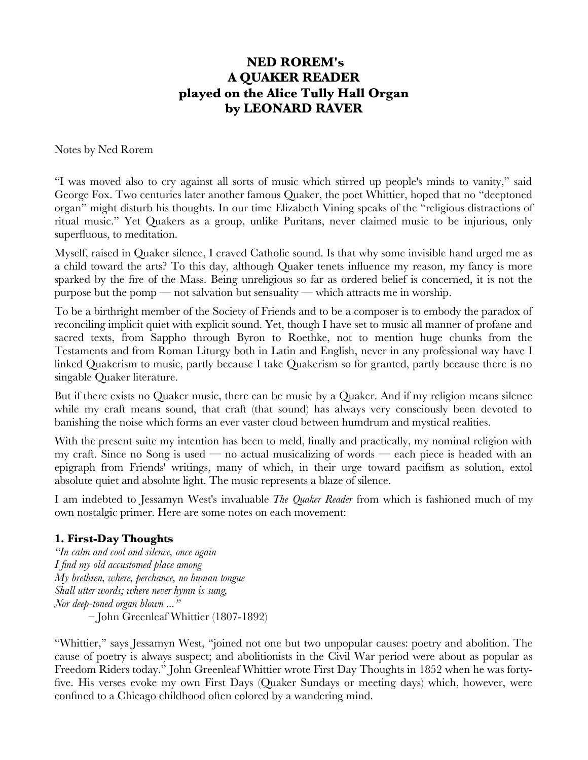# NED ROREM's
# A QUAKER READER
# played on the Alice Tully Hall Organ
# by LEONARD RAVER

Notes by Ned Rorem

"I was moved also to cry against all sorts of music which stirred up people's minds to vanity," said George Fox. Two centuries later another famous Quaker, the poet Whittier, hoped that no "deeptoned organ" might disturb his thoughts. In our time Elizabeth Vining speaks of the "religious distractions of ritual music." Yet Quakers as a group, unlike Puritans, never claimed music to be injurious, only superfluous, to meditation.

Myself, raised in Quaker silence, I craved Catholic sound. Is that why some invisible hand urged me as a child toward the arts? To this day, although Quaker tenets influence my reason, my fancy is more sparked by the fire of the Mass. Being unreligious so far as ordered belief is concerned, it is not the purpose but the pomp — not salvation but sensuality — which attracts me in worship.

To be a birthright member of the Society of Friends and to be a composer is to embody the paradox of reconciling implicit quiet with explicit sound. Yet, though I have set to music all manner of profane and sacred texts, from Sappho through Byron to Roethke, not to mention huge chunks from the Testaments and from Roman Liturgy both in Latin and English, never in any professional way have I linked Quakerism to music, partly because I take Quakerism so for granted, partly because there is no singable Quaker literature.

But if there exists no Quaker music, there can be music by a Quaker. And if my religion means silence while my craft means sound, that craft (that sound) has always very consciously been devoted to banishing the noise which forms an ever vaster cloud between humdrum and mystical realities.

With the present suite my intention has been to meld, finally and practically, my nominal religion with my craft. Since no Song is used — no actual musicalizing of words — each piece is headed with an epigraph from Friends' writings, many of which, in their urge toward pacifism as solution, extol absolute quiet and absolute light. The music represents a blaze of silence.

I am indebted to Jessamyn West's invaluable *The Quaker Reader* from which is fashioned much of my own nostalgic primer. Here are some notes on each movement:

### 1. First-Day Thoughts

*"In calm and cool and silence, once again*
*I find my old accustomed place among*
*My brethren, where, perchance, no human tongue*
*Shall utter words; where never hymn is sung,*
*Nor deep-toned organ blown ..."*

– John Greenleaf Whittier (1807-1892)

"Whittier," says Jessamyn West, "joined not one but two unpopular causes: poetry and abolition. The cause of poetry is always suspect; and abolitionists in the Civil War period were about as popular as Freedom Riders today." John Greenleaf Whittier wrote First Day Thoughts in 1852 when he was forty-five. His verses evoke my own First Days (Quaker Sundays or meeting days) which, however, were confined to a Chicago childhood often colored by a wandering mind.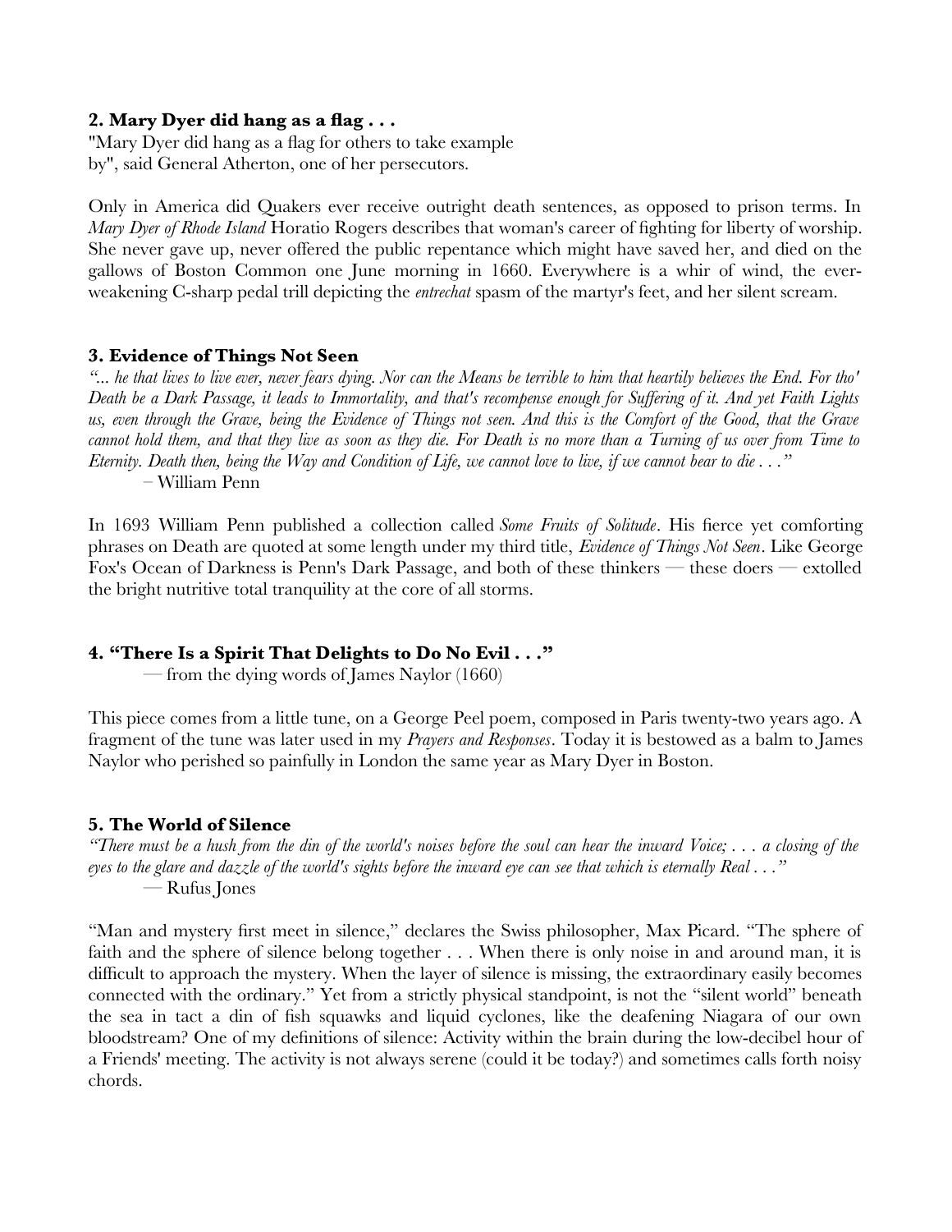### 2. Mary Dyer did hang as a flag . . .

"Mary Dyer did hang as a flag for others to take example by", said General Atherton, one of her persecutors.

Only in America did Quakers ever receive outright death sentences, as opposed to prison terms. In *Mary Dyer of Rhode Island* Horatio Rogers describes that woman's career of fighting for liberty of worship. She never gave up, never offered the public repentance which might have saved her, and died on the gallows of Boston Common one June morning in 1660. Everywhere is a whir of wind, the ever-weakening C-sharp pedal trill depicting the *entrechat* spasm of the martyr's feet, and her silent scream.

### 3. Evidence of Things Not Seen

*"... he that lives to live ever, never fears dying. Nor can the Means be terrible to him that heartily believes the End. For tho' Death be a Dark Passage, it leads to Immortality, and that's recompense enough for Suffering of it. And yet Faith Lights us, even through the Grave, being the Evidence of Things not seen. And this is the Comfort of the Good, that the Grave cannot hold them, and that they live as soon as they die. For Death is no more than a Turning of us over from Time to Eternity. Death then, being the Way and Condition of Life, we cannot love to live, if we cannot bear to die . . ."*

– William Penn

In 1693 William Penn published a collection called *Some Fruits of Solitude*. His fierce yet comforting phrases on Death are quoted at some length under my third title, *Evidence of Things Not Seen*. Like George Fox's Ocean of Darkness is Penn's Dark Passage, and both of these thinkers — these doers — extolled the bright nutritive total tranquility at the core of all storms.

### 4. "There Is a Spirit That Delights to Do No Evil . . ."

— from the dying words of James Naylor (1660)

This piece comes from a little tune, on a George Peel poem, composed in Paris twenty-two years ago. A fragment of the tune was later used in my *Prayers and Responses*. Today it is bestowed as a balm to James Naylor who perished so painfully in London the same year as Mary Dyer in Boston.

### 5. The World of Silence

*"There must be a hush from the din of the world's noises before the soul can hear the inward Voice; . . . a closing of the eyes to the glare and dazzle of the world's sights before the inward eye can see that which is eternally Real . . ."*

— Rufus Jones

"Man and mystery first meet in silence," declares the Swiss philosopher, Max Picard. "The sphere of faith and the sphere of silence belong together . . . When there is only noise in and around man, it is difficult to approach the mystery. When the layer of silence is missing, the extraordinary easily becomes connected with the ordinary." Yet from a strictly physical standpoint, is not the "silent world" beneath the sea in tact a din of fish squawks and liquid cyclones, like the deafening Niagara of our own bloodstream? One of my definitions of silence: Activity within the brain during the low-decibel hour of a Friends' meeting. The activity is not always serene (could it be today?) and sometimes calls forth noisy chords.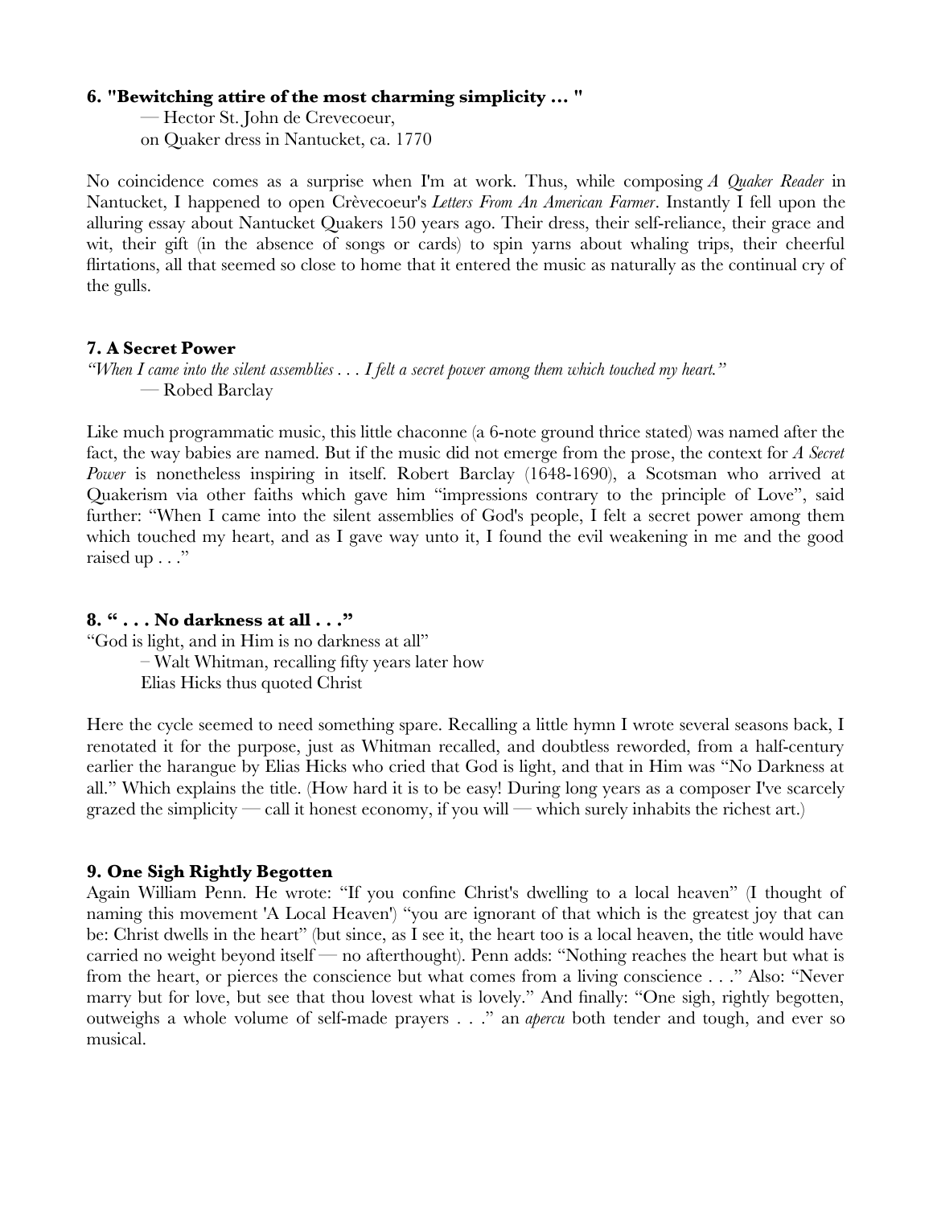**6. "Bewitching attire of the most charming simplicity ... "**

— Hector St. John de Crevecoeur,
on Quaker dress in Nantucket, ca. 1770

No coincidence comes as a surprise when I'm at work. Thus, while composing *A Quaker Reader* in Nantucket, I happened to open Crèvecoeur's *Letters From An American Farmer*. Instantly I fell upon the alluring essay about Nantucket Quakers 150 years ago. Their dress, their self-reliance, their grace and wit, their gift (in the absence of songs or cards) to spin yarns about whaling trips, their cheerful flirtations, all that seemed so close to home that it entered the music as naturally as the continual cry of the gulls.

**7. A Secret Power**

*"When I came into the silent assemblies . . . I felt a secret power among them which touched my heart."*

— Robed Barclay

Like much programmatic music, this little chaconne (a 6-note ground thrice stated) was named after the fact, the way babies are named. But if the music did not emerge from the prose, the context for *A Secret Power* is nonetheless inspiring in itself. Robert Barclay (1648-1690), a Scotsman who arrived at Quakerism via other faiths which gave him "impressions contrary to the principle of Love", said further: "When I came into the silent assemblies of God's people, I felt a secret power among them which touched my heart, and as I gave way unto it, I found the evil weakening in me and the good raised up . . ."

**8. " . . . No darkness at all . . ."**

"God is light, and in Him is no darkness at all"

– Walt Whitman, recalling fifty years later how
Elias Hicks thus quoted Christ

Here the cycle seemed to need something spare. Recalling a little hymn I wrote several seasons back, I renotated it for the purpose, just as Whitman recalled, and doubtless reworded, from a half-century earlier the harangue by Elias Hicks who cried that God is light, and that in Him was "No Darkness at all." Which explains the title. (How hard it is to be easy! During long years as a composer I've scarcely grazed the simplicity — call it honest economy, if you will — which surely inhabits the richest art.)

**9. One Sigh Rightly Begotten**

Again William Penn. He wrote: "If you confine Christ's dwelling to a local heaven" (I thought of naming this movement 'A Local Heaven') "you are ignorant of that which is the greatest joy that can be: Christ dwells in the heart" (but since, as I see it, the heart too is a local heaven, the title would have carried no weight beyond itself — no afterthought). Penn adds: "Nothing reaches the heart but what is from the heart, or pierces the conscience but what comes from a living conscience . . ." Also: "Never marry but for love, but see that thou lovest what is lovely." And finally: "One sigh, rightly begotten, outweighs a whole volume of self-made prayers . . ." an *apercu* both tender and tough, and ever so musical.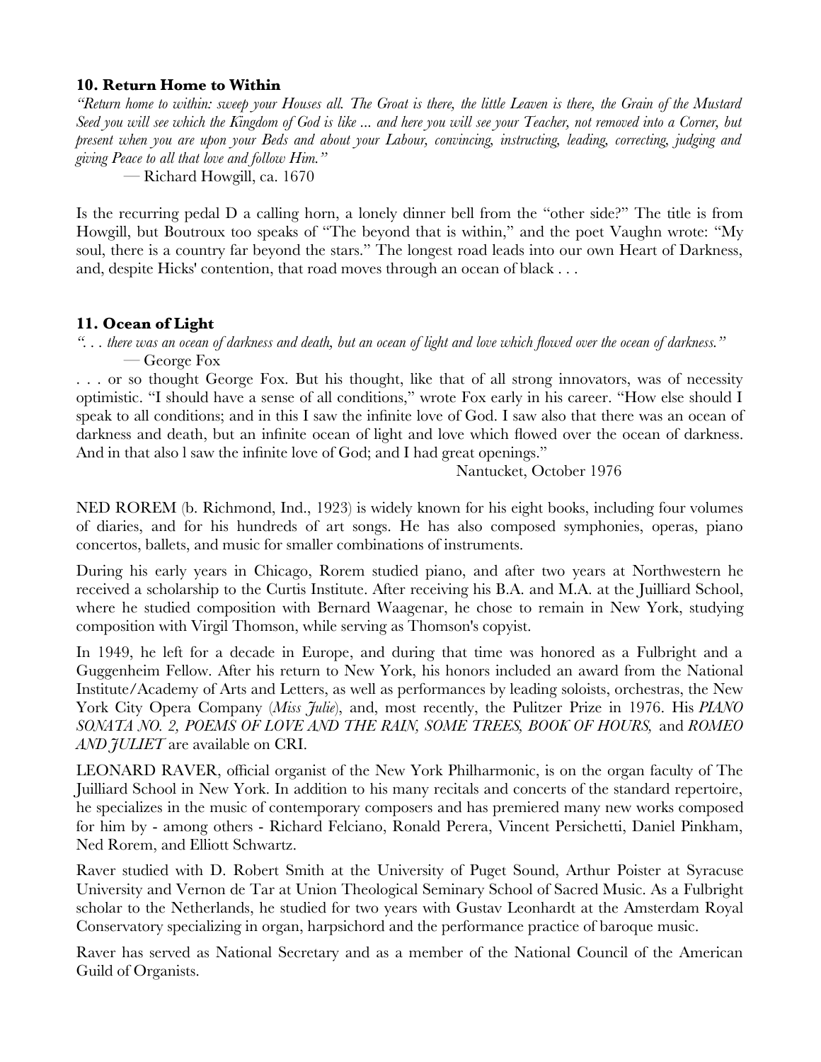### 10. Return Home to Within

*"Return home to within: sweep your Houses all. The Groat is there, the little Leaven is there, the Grain of the Mustard Seed you will see which the Kingdom of God is like ... and here you will see your Teacher, not removed into a Corner, but present when you are upon your Beds and about your Labour, convincing, instructing, leading, correcting, judging and giving Peace to all that love and follow Him."*

— Richard Howgill, ca. 1670

Is the recurring pedal D a calling horn, a lonely dinner bell from the "other side?" The title is from Howgill, but Boutroux too speaks of "The beyond that is within," and the poet Vaughn wrote: "My soul, there is a country far beyond the stars." The longest road leads into our own Heart of Darkness, and, despite Hicks' contention, that road moves through an ocean of black . . .

### 11. Ocean of Light

*". . . there was an ocean of darkness and death, but an ocean of light and love which flowed over the ocean of darkness."*
— George Fox

. . . or so thought George Fox. But his thought, like that of all strong innovators, was of necessity optimistic. "I should have a sense of all conditions," wrote Fox early in his career. "How else should I speak to all conditions; and in this I saw the infinite love of God. I saw also that there was an ocean of darkness and death, but an infinite ocean of light and love which flowed over the ocean of darkness. And in that also l saw the infinite love of God; and I had great openings."

Nantucket, October 1976

NED ROREM (b. Richmond, Ind., 1923) is widely known for his eight books, including four volumes of diaries, and for his hundreds of art songs. He has also composed symphonies, operas, piano concertos, ballets, and music for smaller combinations of instruments.

During his early years in Chicago, Rorem studied piano, and after two years at Northwestern he received a scholarship to the Curtis Institute. After receiving his B.A. and M.A. at the Juilliard School, where he studied composition with Bernard Waagenar, he chose to remain in New York, studying composition with Virgil Thomson, while serving as Thomson's copyist.

In 1949, he left for a decade in Europe, and during that time was honored as a Fulbright and a Guggenheim Fellow. After his return to New York, his honors included an award from the National Institute/Academy of Arts and Letters, as well as performances by leading soloists, orchestras, the New York City Opera Company (*Miss Julie*), and, most recently, the Pulitzer Prize in 1976. His *PIANO SONATA NO. 2, POEMS OF LOVE AND THE RAIN, SOME TREES, BOOK OF HOURS,* and *ROMEO AND JULIET* are available on CRI.

LEONARD RAVER, official organist of the New York Philharmonic, is on the organ faculty of The Juilliard School in New York. In addition to his many recitals and concerts of the standard repertoire, he specializes in the music of contemporary composers and has premiered many new works composed for him by - among others - Richard Felciano, Ronald Perera, Vincent Persichetti, Daniel Pinkham, Ned Rorem, and Elliott Schwartz.

Raver studied with D. Robert Smith at the University of Puget Sound, Arthur Poister at Syracuse University and Vernon de Tar at Union Theological Seminary School of Sacred Music. As a Fulbright scholar to the Netherlands, he studied for two years with Gustav Leonhardt at the Amsterdam Royal Conservatory specializing in organ, harpsichord and the performance practice of baroque music.

Raver has served as National Secretary and as a member of the National Council of the American Guild of Organists.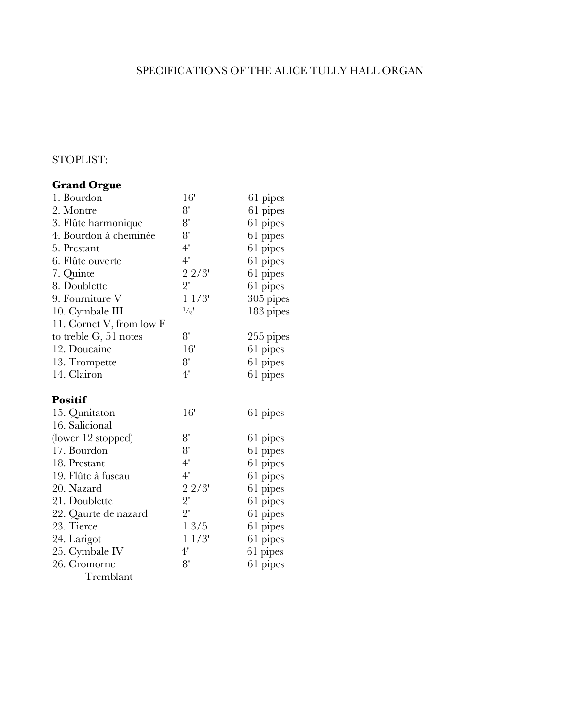SPECIFICATIONS OF THE ALICE TULLY HALL ORGAN

STOPLIST:

**Grand Orgue**

| | | |
|---|---|---|
| 1. Bourdon | 16' | 61 pipes |
| 2. Montre | 8' | 61 pipes |
| 3. Flûte harmonique | 8' | 61 pipes |
| 4. Bourdon à cheminée | 8' | 61 pipes |
| 5. Prestant | 4' | 61 pipes |
| 6. Flûte ouverte | 4' | 61 pipes |
| 7. Quinte | 2 2/3' | 61 pipes |
| 8. Doublette | 2' | 61 pipes |
| 9. Fourniture V | 1 1/3' | 305 pipes |
| 10. Cymbale III | ½' | 183 pipes |
| 11. Cornet V, from low F to treble G, 51 notes | 8' | 255 pipes |
| 12. Doucaine | 16' | 61 pipes |
| 13. Trompette | 8' | 61 pipes |
| 14. Clairon | 4' | 61 pipes |

**Positif**

| | | |
|---|---|---|
| 15. Qunitaton | 16' | 61 pipes |
| 16. Salicional (lower 12 stopped) | 8' | 61 pipes |
| 17. Bourdon | 8' | 61 pipes |
| 18. Prestant | 4' | 61 pipes |
| 19. Flûte à fuseau | 4' | 61 pipes |
| 20. Nazard | 2 2/3' | 61 pipes |
| 21. Doublette | 2' | 61 pipes |
| 22. Qaurte de nazard | 2' | 61 pipes |
| 23. Tierce | 1 3/5 | 61 pipes |
| 24. Larigot | 1 1/3' | 61 pipes |
| 25. Cymbale IV | 4' | 61 pipes |
| 26. Cromorne | 8' | 61 pipes |
| Tremblant | | |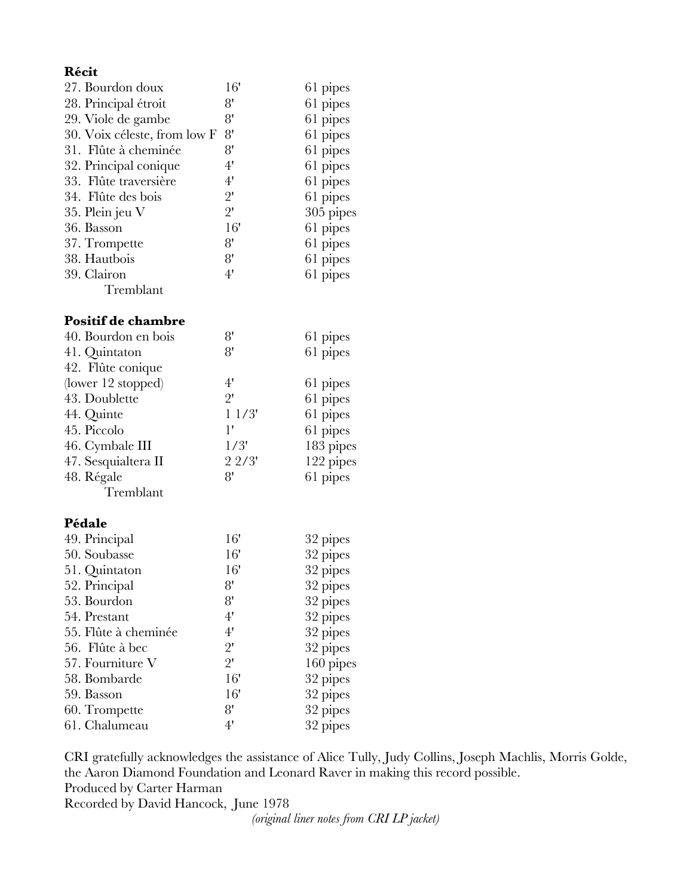**Récit**

| | | |
|---|---|---|
| 27. Bourdon doux | 16' | 61 pipes |
| 28. Principal étroit | 8' | 61 pipes |
| 29. Viole de gambe | 8' | 61 pipes |
| 30. Voix céleste, from low F | 8' | 61 pipes |
| 31. Flûte à cheminée | 8' | 61 pipes |
| 32. Principal conique | 4' | 61 pipes |
| 33. Flûte traversière | 4' | 61 pipes |
| 34. Flûte des bois | 2' | 61 pipes |
| 35. Plein jeu V | 2' | 305 pipes |
| 36. Basson | 16' | 61 pipes |
| 37. Trompette | 8' | 61 pipes |
| 38. Hautbois | 8' | 61 pipes |
| 39. Clairon | 4' | 61 pipes |
| Tremblant | | |

**Positif de chambre**

| | | |
|---|---|---|
| 40. Bourdon en bois | 8' | 61 pipes |
| 41. Quintaton | 8' | 61 pipes |
| 42. Flûte conique (lower 12 stopped) | 4' | 61 pipes |
| 43. Doublette | 2' | 61 pipes |
| 44. Quinte | 1 1/3' | 61 pipes |
| 45. Piccolo | 1' | 61 pipes |
| 46. Cymbale III | 1/3' | 183 pipes |
| 47. Sesquialtera II | 2 2/3' | 122 pipes |
| 48. Régale | 8' | 61 pipes |
| Tremblant | | |

**Pédale**

| | | |
|---|---|---|
| 49. Principal | 16' | 32 pipes |
| 50. Soubasse | 16' | 32 pipes |
| 51. Quintaton | 16' | 32 pipes |
| 52. Principal | 8' | 32 pipes |
| 53. Bourdon | 8' | 32 pipes |
| 54. Prestant | 4' | 32 pipes |
| 55. Flûte à cheminée | 4' | 32 pipes |
| 56. Flûte à bec | 2' | 32 pipes |
| 57. Fourniture V | 2' | 160 pipes |
| 58. Bombarde | 16' | 32 pipes |
| 59. Basson | 16' | 32 pipes |
| 60. Trompette | 8' | 32 pipes |
| 61. Chalumeau | 4' | 32 pipes |

CRI gratefully acknowledges the assistance of Alice Tully, Judy Collins, Joseph Machlis, Morris Golde, the Aaron Diamond Foundation and Leonard Raver in making this record possible.
Produced by Carter Harman
Recorded by David Hancock, June 1978

*(original liner notes from CRI LP jacket)*